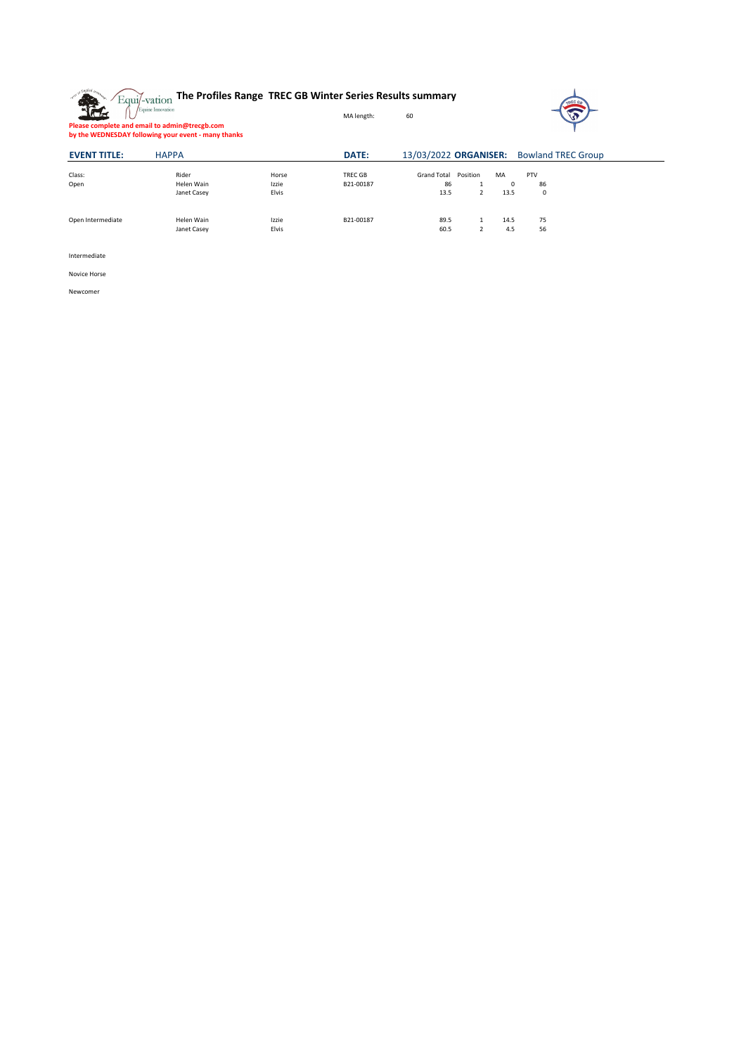# The Profiles Range TREC GB Winter Series Results summary

MA length: 60

**Please complete and email to admin@trecgb.com**
**by the WEDNESDAY following your event - many thanks**

**EVENT TITLE:** HAPPA **DATE:** 13/03/2022 **ORGANISER:** Bowland TREC Group

| Class: | Rider | Horse | TREC GB | Grand Total | Position | MA | PTV |
|---|---|---|---|---|---|---|---|
| Open | Helen Wain | Izzie | B21-00187 | 86 | 1 | 0 | 86 |
| | Janet Casey | Elvis | | 13.5 | 2 | 13.5 | 0 |
| Open Intermediate | Helen Wain | Izzie | B21-00187 | 89.5 | 1 | 14.5 | 75 |
| | Janet Casey | Elvis | | 60.5 | 2 | 4.5 | 56 |
| Intermediate | | | | | | | |
| Novice Horse | | | | | | | |
| Newcomer | | | | | | | |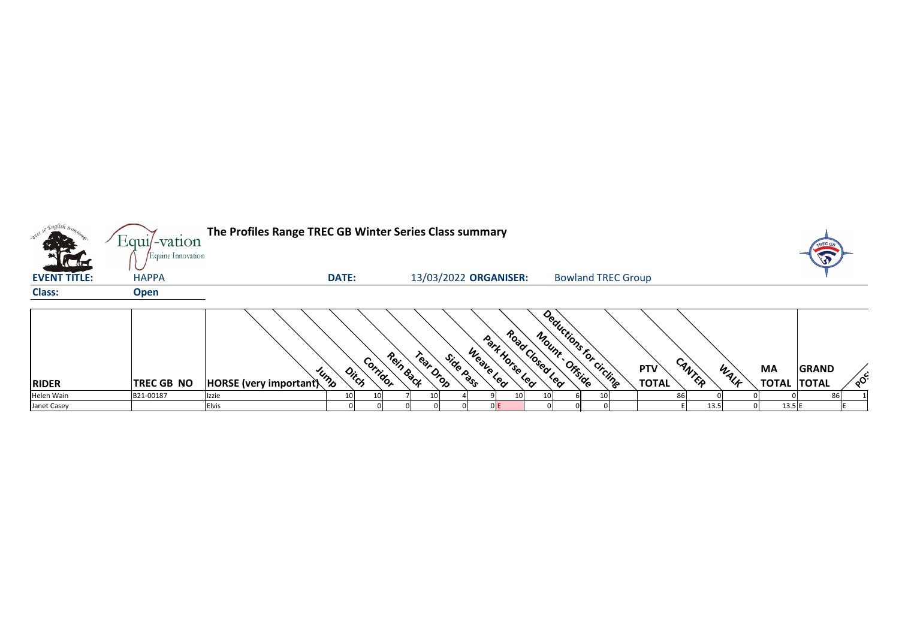**The Profiles Range TREC GB Winter Series Class summary**

**EVENT TITLE:** HAPPA **DATE:** 13/03/2022 **ORGANISER:** Bowland TREC Group

**Class:** **Open**

| RIDER | TREC GB NO | HORSE (very important) | Jump | Ditch | Corridor | Rein Back | Tear Drop | Side Pass | Weave Led | Park Horse Led | Road Closed Led | Mount - Offside | Deductions for circling | PTV TOTAL | CANTER | WALK | MA TOTAL | GRAND TOTAL | POS |
|---|---|---|---|---|---|---|---|---|---|---|---|---|---|---|---|---|---|---|---|
| Helen Wain | B21-00187 | Izzie | 10 | 10 | 7 | 10 | 4 | 9 | 10 | 10 | 6 | 10 | | 86 | 0 | 0 | 0 | 86 | 1 |
| Janet Casey | | Elvis | 0 | 0 | 0 | 0 | 0 | 0 | E | 0 | 0 | 0 | | E | 13.5 | 0 | 13.5 | E | E |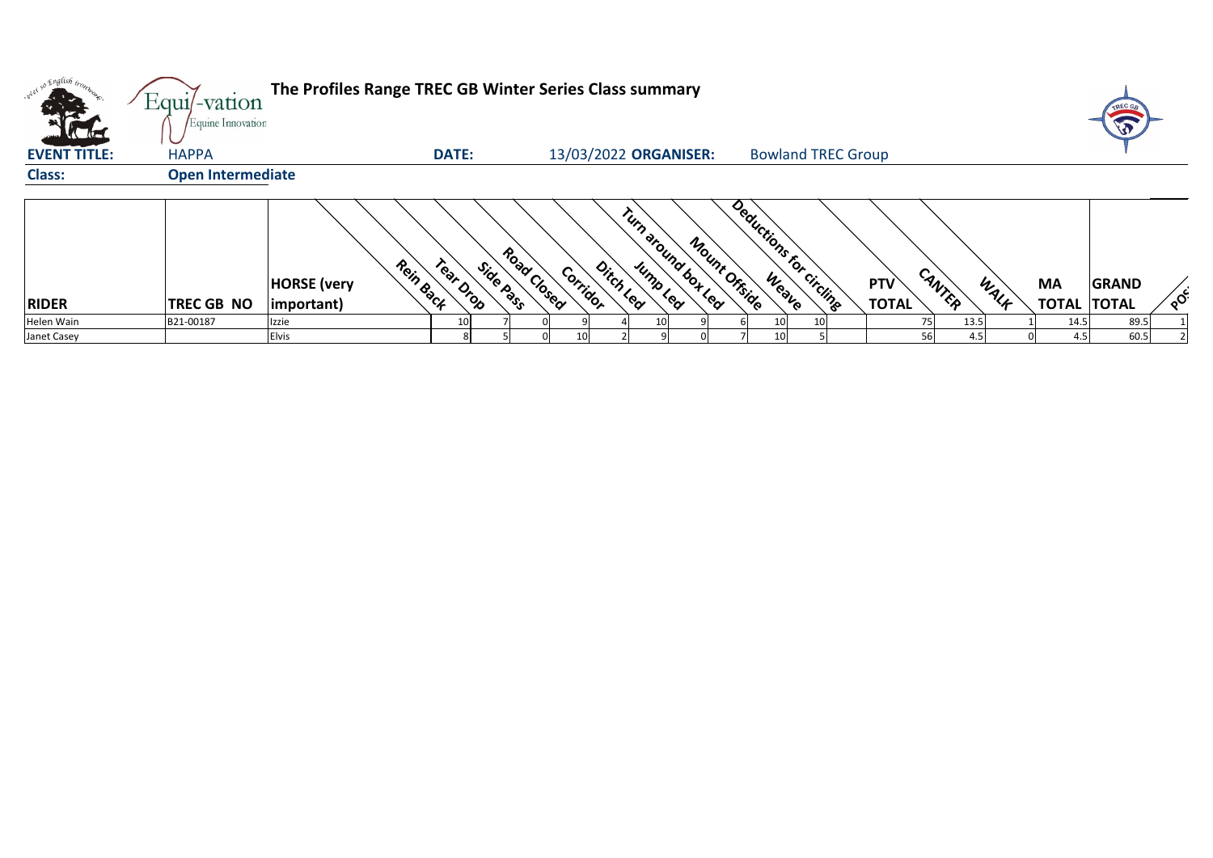**The Profiles Range TREC GB Winter Series Class summary**

**EVENT TITLE:** HAPPA **DATE:** 13/03/2022 **ORGANISER:** Bowland TREC Group

**Class:** **Open Intermediate**

| RIDER | TREC GB NO | HORSE (very important) | Rein Back | Tear Drop | Side Pass | Road Closed | Corridor | Ditch Led | Jump Led | Turn around box Led | Mount Offside | Weave | Deductions for circling | PTV TOTAL | CANTER | WALK | MA TOTAL | GRAND TOTAL | POS |
|---|---|---|---|---|---|---|---|---|---|---|---|---|---|---|---|---|---|---|---|
| Helen Wain | B21-00187 | Izzie | 10 | 7 | 0 | 9 | 4 | 10 | 9 | 6 | 10 | 10 | | 75 | 13.5 | 1 | 14.5 | 89.5 | 1 |
| Janet Casey | | Elvis | 8 | 5 | 0 | 10 | 2 | 9 | 0 | 7 | 10 | 5 | | 56 | 4.5 | 0 | 4.5 | 60.5 | 2 |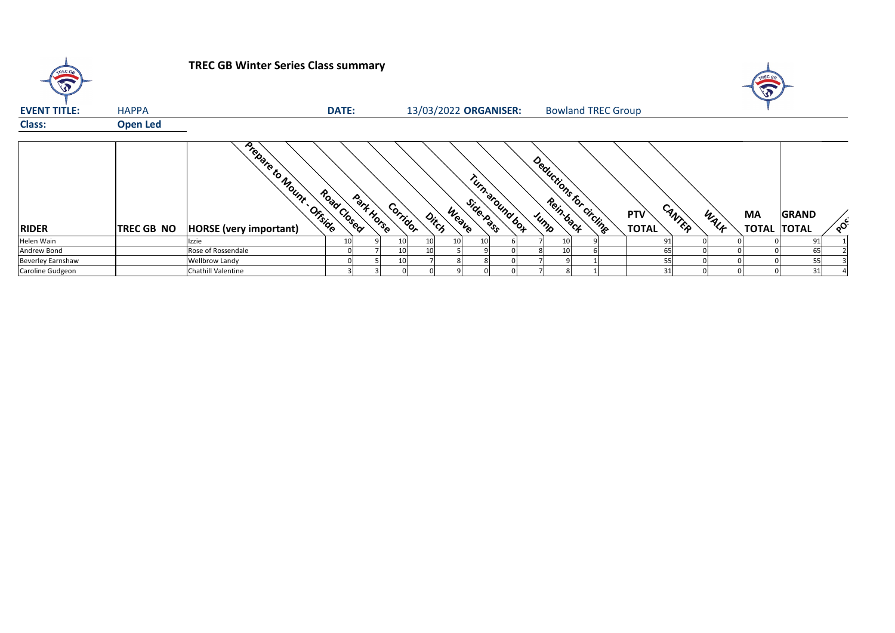# TREC GB Winter Series Class summary

**EVENT TITLE:** HAPPA **DATE:** 13/03/2022 **ORGANISER:** Bowland TREC Group

**Class:** **Open Led**

| RIDER | TREC GB NO | HORSE (very important) | Prepare to Mount - Offside | Road Closed | Park Horse | Corridor | Ditch | Weave | Side-Pass | Turn-around box | Jump | Rein-back | Deductions for circling | PTV TOTAL | CANTER | WALK | MA TOTAL | GRAND TOTAL | POS |
|---|---|---|---|---|---|---|---|---|---|---|---|---|---|---|---|---|---|---|---|
| Helen Wain | | Izzie | 10 | 9 | 10 | 10 | 10 | 10 | 6 | 7 | 10 | 9 | | 91 | 0 | 0 | 0 | 91 | 1 |
| Andrew Bond | | Rose of Rossendale | 0 | 7 | 10 | 10 | 5 | 9 | 0 | 8 | 10 | 6 | | 65 | 0 | 0 | 0 | 65 | 2 |
| Beverley Earnshaw | | Wellbrow Landy | 0 | 5 | 10 | 7 | 8 | 8 | 0 | 7 | 9 | 1 | | 55 | 0 | 0 | 0 | 55 | 3 |
| Caroline Gudgeon | | Chathill Valentine | 3 | 3 | 0 | 0 | 9 | 0 | 0 | 7 | 8 | 1 | | 31 | 0 | 0 | 0 | 31 | 4 |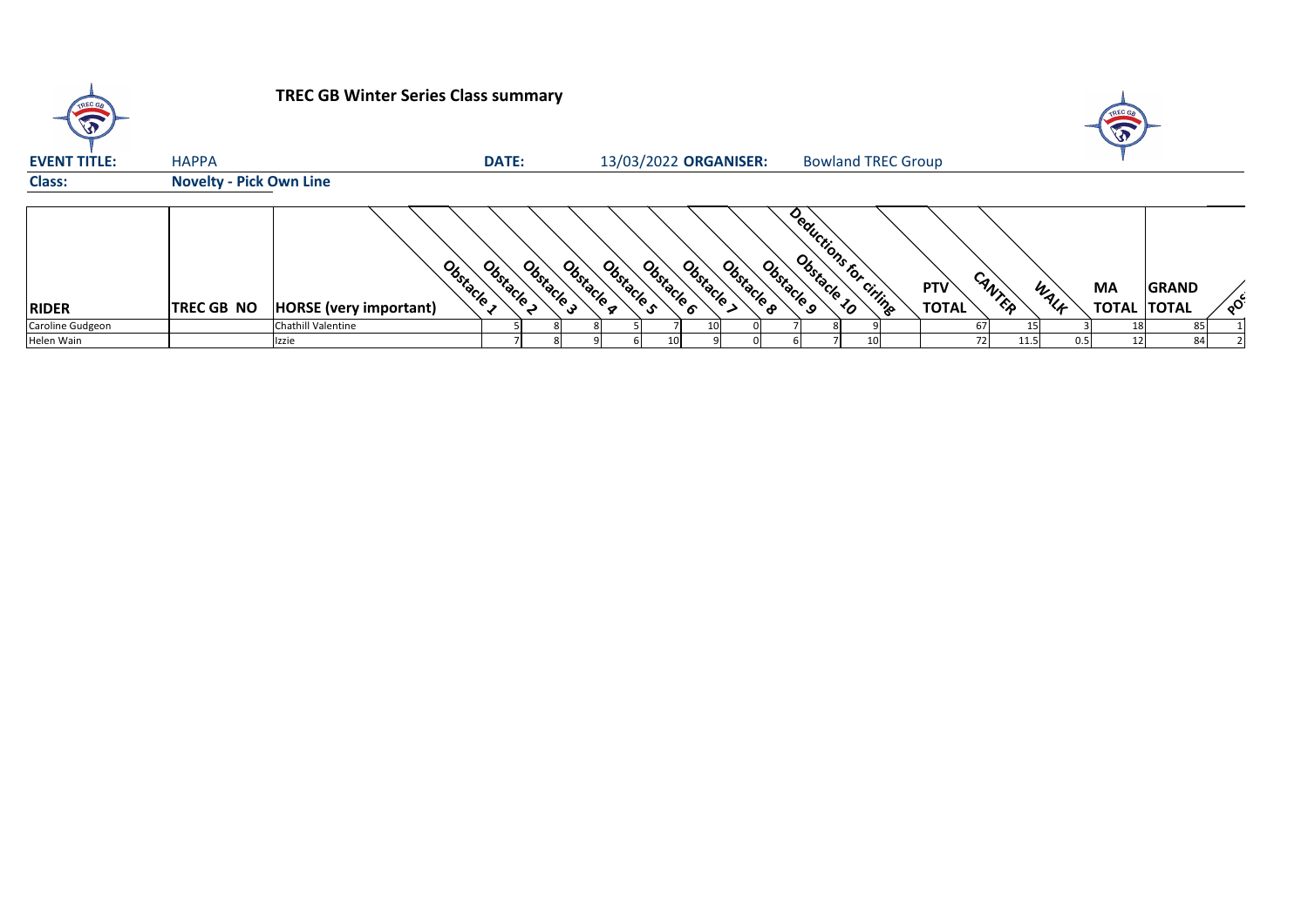# TREC GB Winter Series Class summary

**EVENT TITLE:** HAPPA **DATE:** 13/03/2022 **ORGANISER:** Bowland TREC Group

**Class:** **Novelty - Pick Own Line**

| RIDER | TREC GB NO | HORSE (very important) | Obstacle 1 | Obstacle 2 | Obstacle 3 | Obstacle 4 | Obstacle 5 | Obstacle 6 | Obstacle 7 | Obstacle 8 | Obstacle 9 | Obstacle 10 | Deductions for circling | PTV TOTAL | CANTER | WALK | MA TOTAL | GRAND TOTAL | POS |
|---|---|---|---|---|---|---|---|---|---|---|---|---|---|---|---|---|---|---|---|
| Caroline Gudgeon | | Chathill Valentine | 5 | 8 | 8 | 5 | 7 | 10 | 0 | 7 | 8 | 9 | | 67 | 15 | 3 | 18 | 85 | 1 |
| Helen Wain | | Izzie | 7 | 8 | 9 | 6 | 10 | 9 | 0 | 6 | 7 | 10 | | 72 | 11.5 | 0.5 | 12 | 84 | 2 |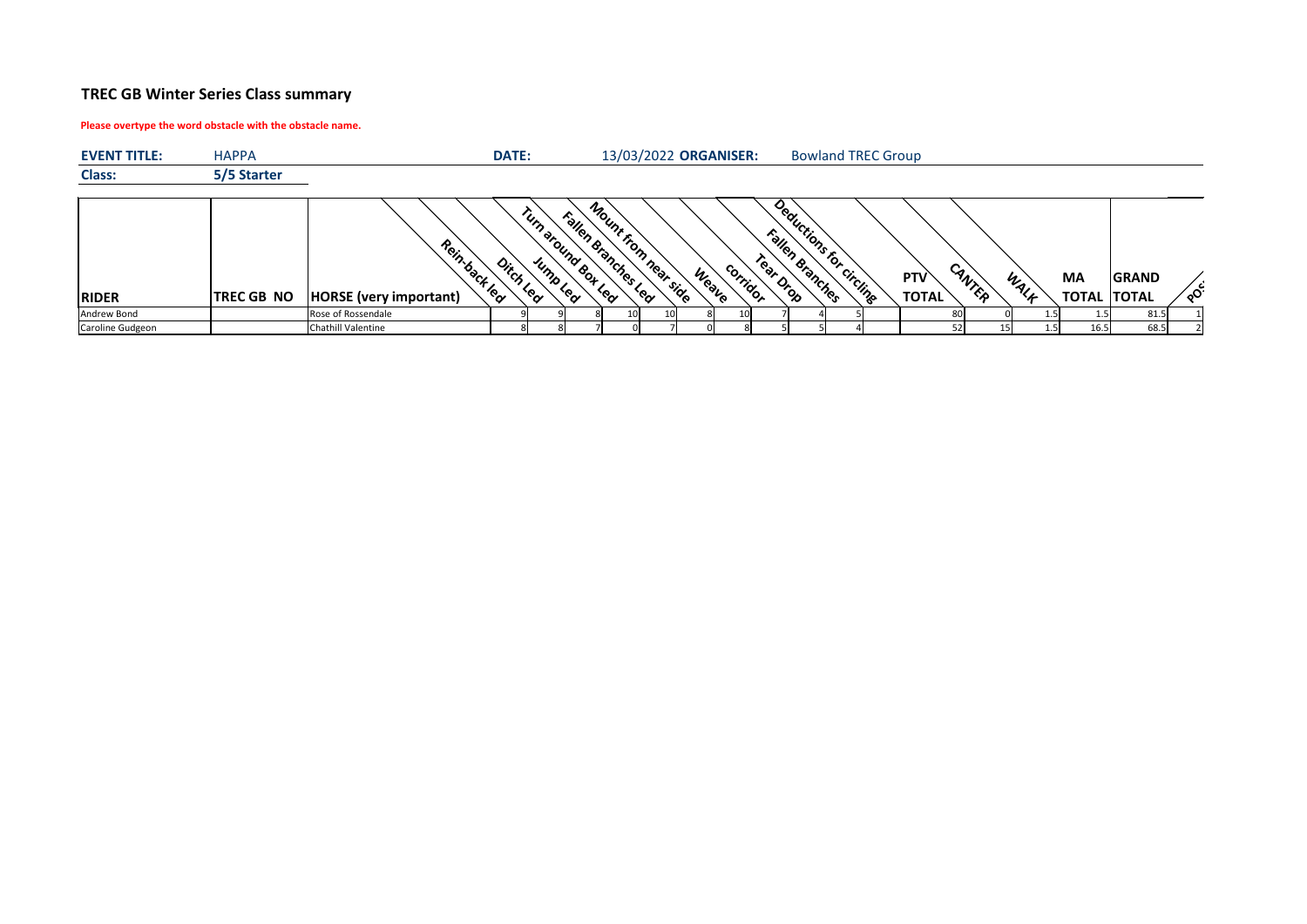## TREC GB Winter Series Class summary

**Please overtype the word obstacle with the obstacle name.**

**EVENT TITLE:** HAPPA **DATE:** 13/03/2022 **ORGANISER:** Bowland TREC Group

**Class:** 5/5 Starter

| RIDER | TREC GB NO | HORSE (very important) | Rein-back led | Ditch Led | Jump Led | Turn around Box Led | Fallen Branches Led | Mount from near side | Weave | Corridor | Tear Drop | Fallen Branches | Deductions for circling | PTV TOTAL | CANTER | WALK | MA TOTAL | GRAND TOTAL | POS |
|---|---|---|---|---|---|---|---|---|---|---|---|---|---|---|---|---|---|---|---|
| Andrew Bond | | Rose of Rossendale | 9 | 9 | 8 | 10 | 10 | 8 | 10 | 7 | 4 | 5 | | 80 | 0 | 1.5 | 1.5 | 81.5 | 1 |
| Caroline Gudgeon | | Chathill Valentine | 8 | 8 | 7 | 0 | 7 | 0 | 8 | 5 | 5 | 4 | | 52 | 15 | 1.5 | 16.5 | 68.5 | 2 |